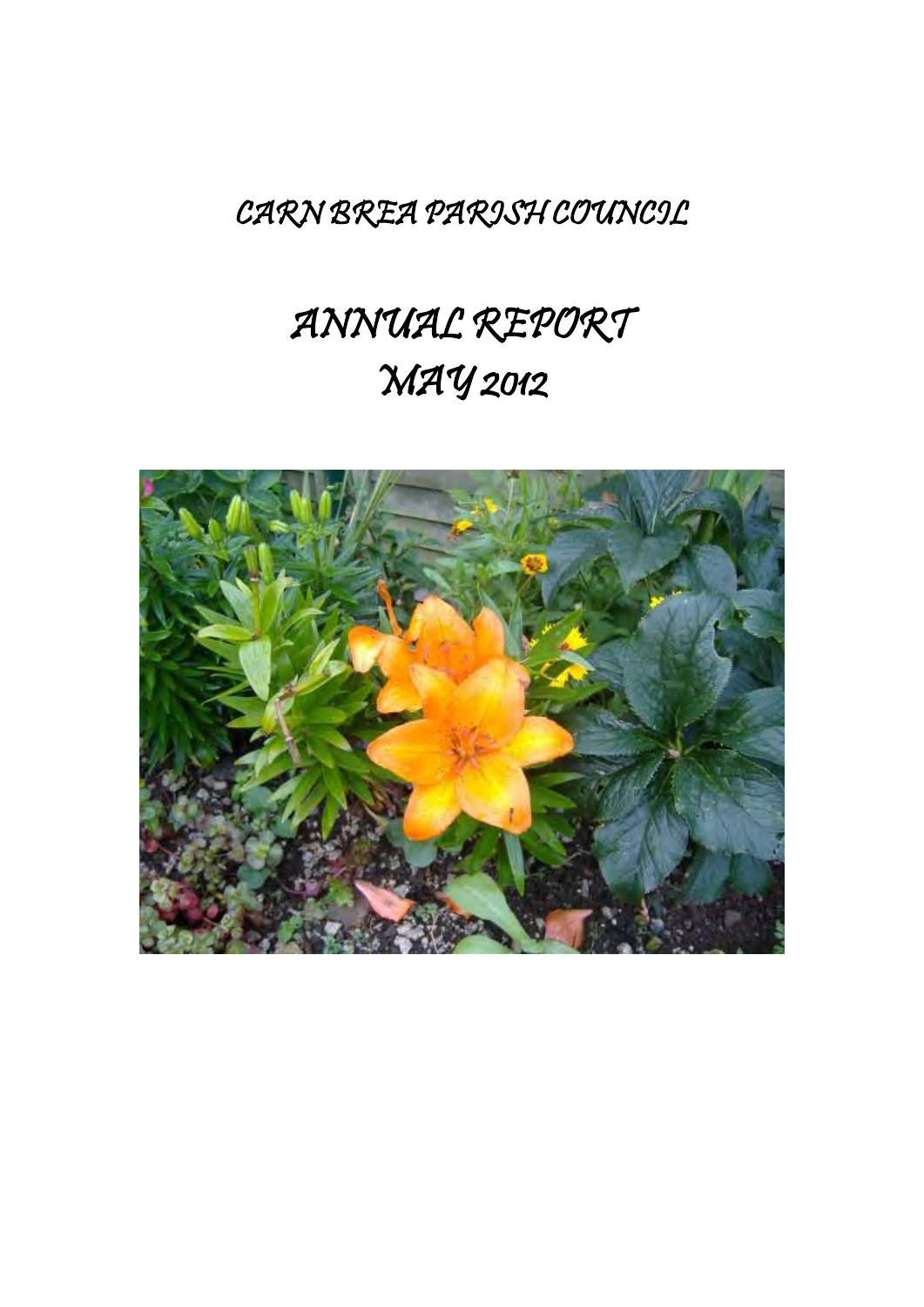# CARN BREA PARISH COUNCIL

# ANNUAL REPORT
# MAY 2012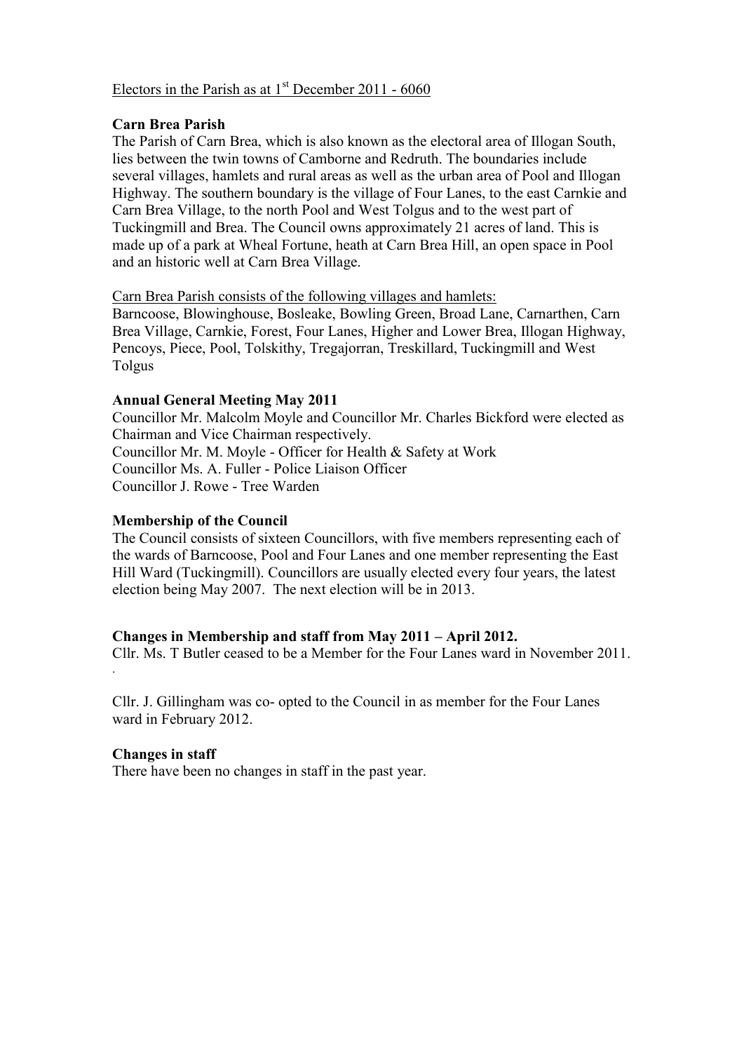Electors in the Parish as at 1st December 2011 - 6060

**Carn Brea Parish**

The Parish of Carn Brea, which is also known as the electoral area of Illogan South, lies between the twin towns of Camborne and Redruth. The boundaries include several villages, hamlets and rural areas as well as the urban area of Pool and Illogan Highway. The southern boundary is the village of Four Lanes, to the east Carnkie and Carn Brea Village, to the north Pool and West Tolgus and to the west part of Tuckingmill and Brea. The Council owns approximately 21 acres of land. This is made up of a park at Wheal Fortune, heath at Carn Brea Hill, an open space in Pool and an historic well at Carn Brea Village.

Carn Brea Parish consists of the following villages and hamlets:

Barncoose, Blowinghouse, Bosleake, Bowling Green, Broad Lane, Carnarthen, Carn Brea Village, Carnkie, Forest, Four Lanes, Higher and Lower Brea, Illogan Highway, Pencoys, Piece, Pool, Tolskithy, Tregajorran, Treskillard, Tuckingmill and West Tolgus

**Annual General Meeting May 2011**

Councillor Mr. Malcolm Moyle and Councillor Mr. Charles Bickford were elected as Chairman and Vice Chairman respectively.
Councillor Mr. M. Moyle - Officer for Health & Safety at Work
Councillor Ms. A. Fuller - Police Liaison Officer
Councillor J. Rowe - Tree Warden

**Membership of the Council**

The Council consists of sixteen Councillors, with five members representing each of the wards of Barncoose, Pool and Four Lanes and one member representing the East Hill Ward (Tuckingmill). Councillors are usually elected every four years, the latest election being May 2007. The next election will be in 2013.

**Changes in Membership and staff from May 2011 – April 2012.**

Cllr. Ms. T Butler ceased to be a Member for the Four Lanes ward in November 2011.

Cllr. J. Gillingham was co- opted to the Council in as member for the Four Lanes ward in February 2012.

**Changes in staff**

There have been no changes in staff in the past year.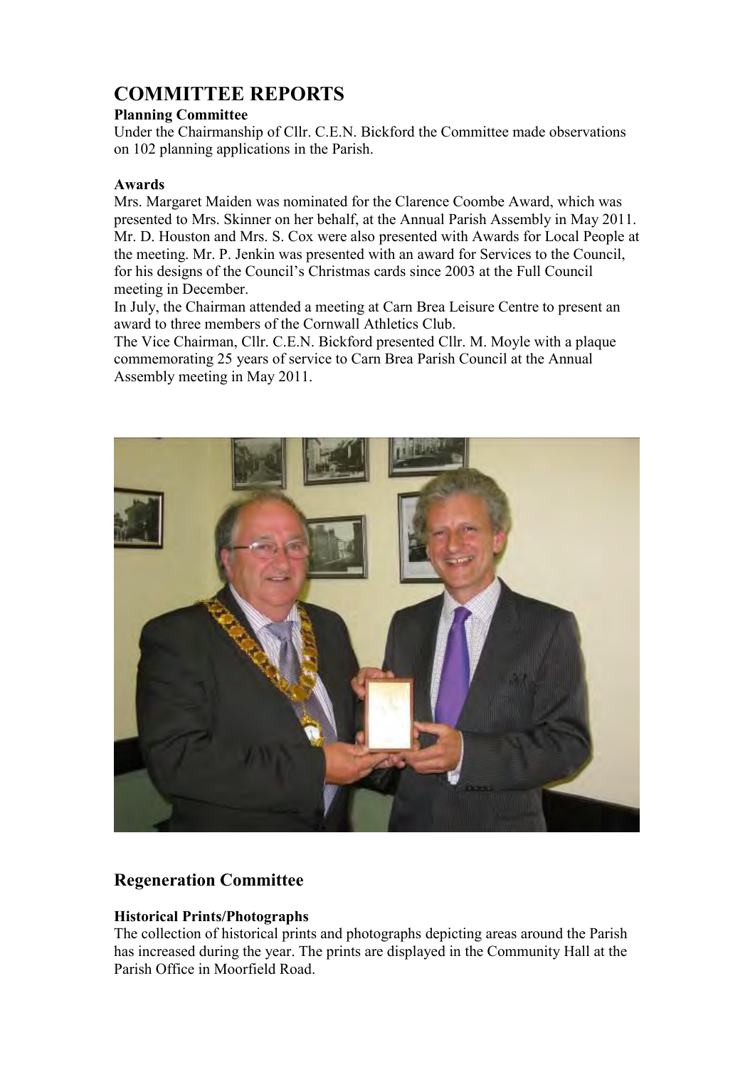# COMMITTEE REPORTS

**Planning Committee**

Under the Chairmanship of Cllr. C.E.N. Bickford the Committee made observations on 102 planning applications in the Parish.

**Awards**

Mrs. Margaret Maiden was nominated for the Clarence Coombe Award, which was presented to Mrs. Skinner on her behalf, at the Annual Parish Assembly in May 2011. Mr. D. Houston and Mrs. S. Cox were also presented with Awards for Local People at the meeting. Mr. P. Jenkin was presented with an award for Services to the Council, for his designs of the Council's Christmas cards since 2003 at the Full Council meeting in December.

In July, the Chairman attended a meeting at Carn Brea Leisure Centre to present an award to three members of the Cornwall Athletics Club.

The Vice Chairman, Cllr. C.E.N. Bickford presented Cllr. M. Moyle with a plaque commemorating 25 years of service to Carn Brea Parish Council at the Annual Assembly meeting in May 2011.

## Regeneration Committee

**Historical Prints/Photographs**

The collection of historical prints and photographs depicting areas around the Parish has increased during the year. The prints are displayed in the Community Hall at the Parish Office in Moorfield Road.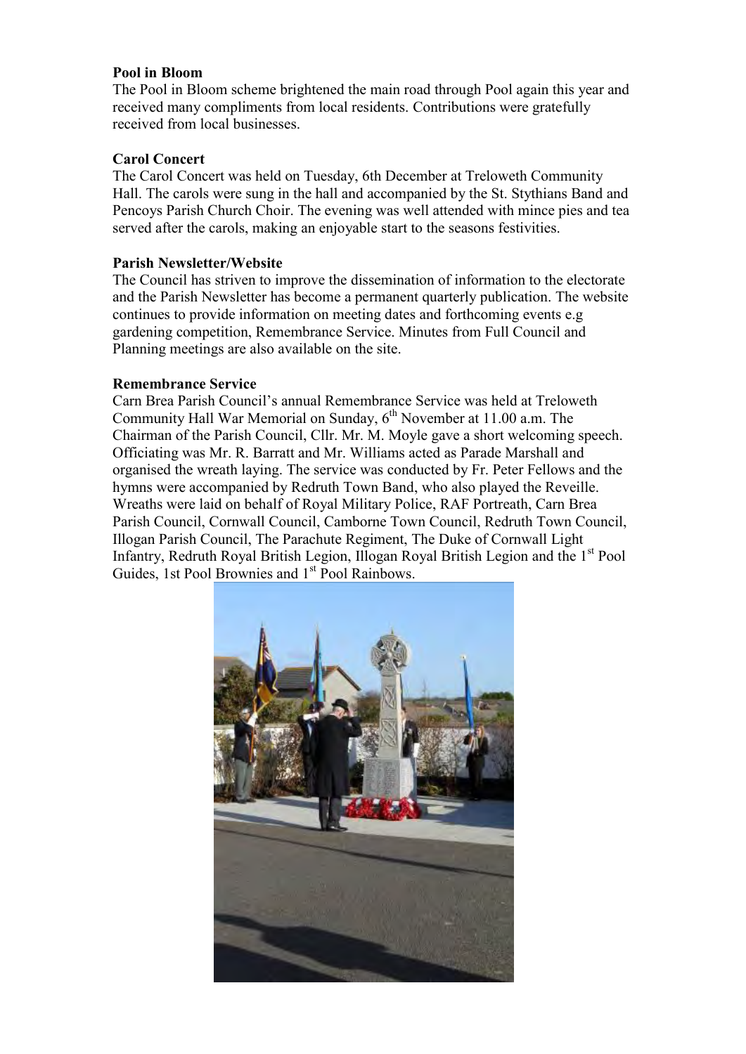**Pool in Bloom**

The Pool in Bloom scheme brightened the main road through Pool again this year and received many compliments from local residents. Contributions were gratefully received from local businesses.

**Carol Concert**

The Carol Concert was held on Tuesday, 6th December at Treloweth Community Hall. The carols were sung in the hall and accompanied by the St. Stythians Band and Pencoys Parish Church Choir. The evening was well attended with mince pies and tea served after the carols, making an enjoyable start to the seasons festivities.

**Parish Newsletter/Website**

The Council has striven to improve the dissemination of information to the electorate and the Parish Newsletter has become a permanent quarterly publication. The website continues to provide information on meeting dates and forthcoming events e.g gardening competition, Remembrance Service. Minutes from Full Council and Planning meetings are also available on the site.

**Remembrance Service**

Carn Brea Parish Council's annual Remembrance Service was held at Treloweth Community Hall War Memorial on Sunday, 6th November at 11.00 a.m. The Chairman of the Parish Council, Cllr. Mr. M. Moyle gave a short welcoming speech. Officiating was Mr. R. Barratt and Mr. Williams acted as Parade Marshall and organised the wreath laying. The service was conducted by Fr. Peter Fellows and the hymns were accompanied by Redruth Town Band, who also played the Reveille. Wreaths were laid on behalf of Royal Military Police, RAF Portreath, Carn Brea Parish Council, Cornwall Council, Camborne Town Council, Redruth Town Council, Illogan Parish Council, The Parachute Regiment, The Duke of Cornwall Light Infantry, Redruth Royal British Legion, Illogan Royal British Legion and the 1st Pool Guides, 1st Pool Brownies and 1st Pool Rainbows.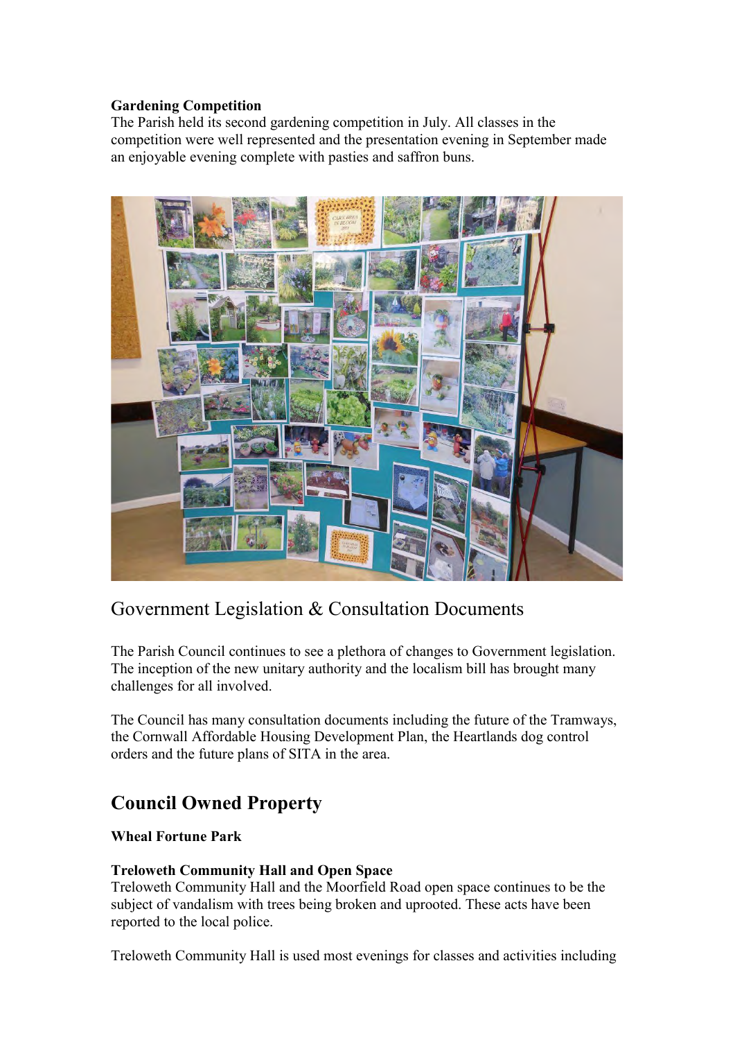**Gardening Competition**

The Parish held its second gardening competition in July. All classes in the competition were well represented and the presentation evening in September made an enjoyable evening complete with pasties and saffron buns.

## Government Legislation & Consultation Documents

The Parish Council continues to see a plethora of changes to Government legislation. The inception of the new unitary authority and the localism bill has brought many challenges for all involved.

The Council has many consultation documents including the future of the Tramways, the Cornwall Affordable Housing Development Plan, the Heartlands dog control orders and the future plans of SITA in the area.

## Council Owned Property

**Wheal Fortune Park**

**Treloweth Community Hall and Open Space**

Treloweth Community Hall and the Moorfield Road open space continues to be the subject of vandalism with trees being broken and uprooted. These acts have been reported to the local police.

Treloweth Community Hall is used most evenings for classes and activities including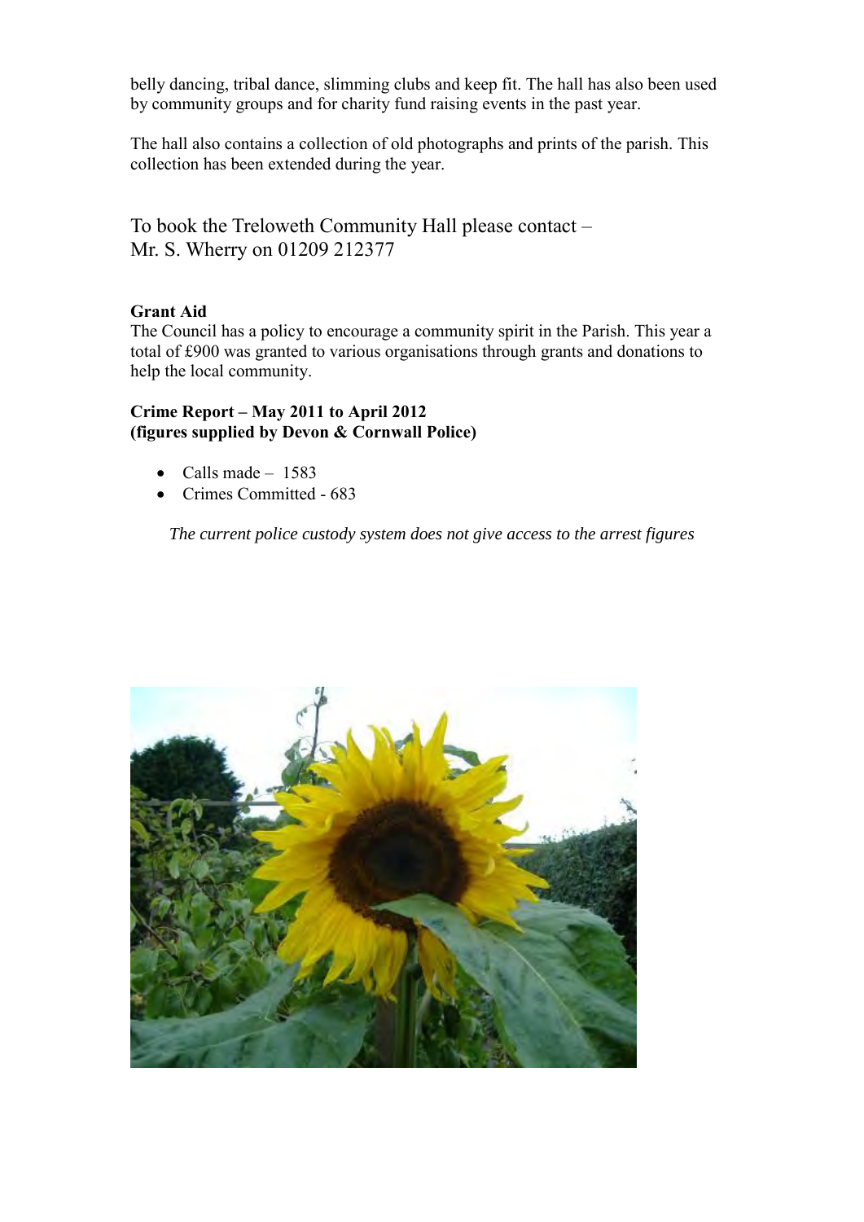belly dancing, tribal dance, slimming clubs and keep fit. The hall has also been used by community groups and for charity fund raising events in the past year.

The hall also contains a collection of old photographs and prints of the parish. This collection has been extended during the year.

To book the Treloweth Community Hall please contact –
Mr. S. Wherry on 01209 212377

**Grant Aid**

The Council has a policy to encourage a community spirit in the Parish. This year a total of £900 was granted to various organisations through grants and donations to help the local community.

**Crime Report – May 2011 to April 2012**
**(figures supplied by Devon & Cornwall Police)**

- Calls made – 1583
- Crimes Committed - 683

*The current police custody system does not give access to the arrest figures*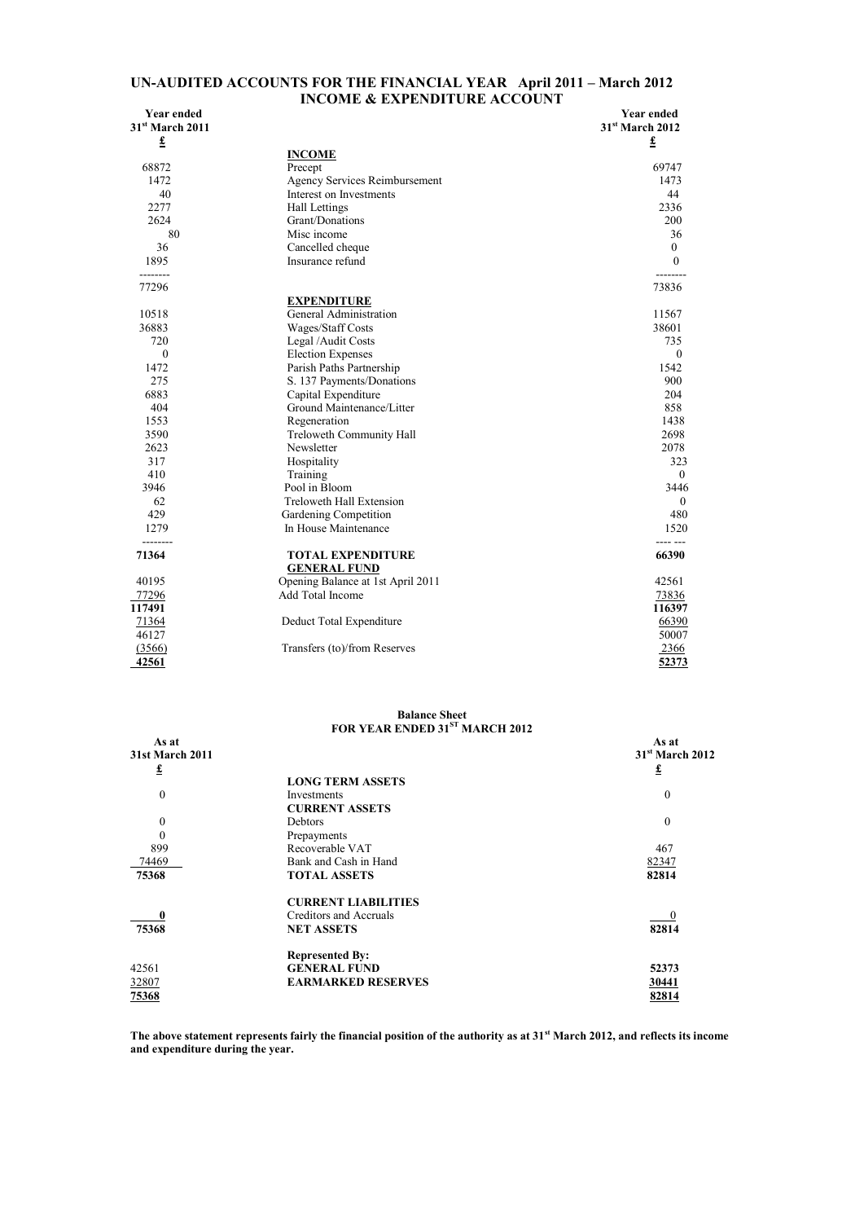# UN-AUDITED ACCOUNTS FOR THE FINANCIAL YEAR April 2011 – March 2012

## INCOME & EXPENDITURE ACCOUNT

| Year ended 31st March 2011 £ | | Year ended 31st March 2012 £ |
|---|---|---|
| | **INCOME** | |
| 68872 | Precept | 69747 |
| 1472 | Agency Services Reimbursement | 1473 |
| 40 | Interest on Investments | 44 |
| 2277 | Hall Lettings | 2336 |
| 2624 | Grant/Donations | 200 |
| 80 | Misc income | 36 |
| 36 | Cancelled cheque | 0 |
| 1895 | Insurance refund | 0 |
| 77296 | | 73836 |
| | **EXPENDITURE** | |
| 10518 | General Administration | 11567 |
| 36883 | Wages/Staff Costs | 38601 |
| 720 | Legal /Audit Costs | 735 |
| 0 | Election Expenses | 0 |
| 1472 | Parish Paths Partnership | 1542 |
| 275 | S. 137 Payments/Donations | 900 |
| 6883 | Capital Expenditure | 204 |
| 404 | Ground Maintenance/Litter | 858 |
| 1553 | Regeneration | 1438 |
| 3590 | Treloweth Community Hall | 2698 |
| 2623 | Newsletter | 2078 |
| 317 | Hospitality | 323 |
| 410 | Training | 0 |
| 3946 | Pool in Bloom | 3446 |
| 62 | Treloweth Hall Extension | 0 |
| 429 | Gardening Competition | 480 |
| 1279 | In House Maintenance | 1520 |
| **71364** | **TOTAL EXPENDITURE** | **66390** |
| | **GENERAL FUND** | |
| 40195 | Opening Balance at 1st April 2011 | 42561 |
| 77296 | Add Total Income | 73836 |
| **117491** | | **116397** |
| 71364 | Deduct Total Expenditure | 66390 |
| 46127 | | 50007 |
| (3566) | Transfers (to)/from Reserves | 2366 |
| **42561** | | **52373** |

## Balance Sheet
### FOR YEAR ENDED 31ST MARCH 2012

| As at 31st March 2011 £ | | As at 31st March 2012 £ |
|---|---|---|
| | **LONG TERM ASSETS** | |
| 0 | Investments | 0 |
| | **CURRENT ASSETS** | |
| 0 | Debtors | 0 |
| 0 | Prepayments | |
| 899 | Recoverable VAT | 467 |
| 74469 | Bank and Cash in Hand | 82347 |
| **75368** | **TOTAL ASSETS** | **82814** |
| | **CURRENT LIABILITIES** | |
| **0** | Creditors and Accruals | 0 |
| **75368** | **NET ASSETS** | **82814** |
| | **Represented By:** | |
| 42561 | **GENERAL FUND** | **52373** |
| 32807 | **EARMARKED RESERVES** | **30441** |
| **75368** | | **82814** |

**The above statement represents fairly the financial position of the authority as at 31st March 2012, and reflects its income and expenditure during the year.**